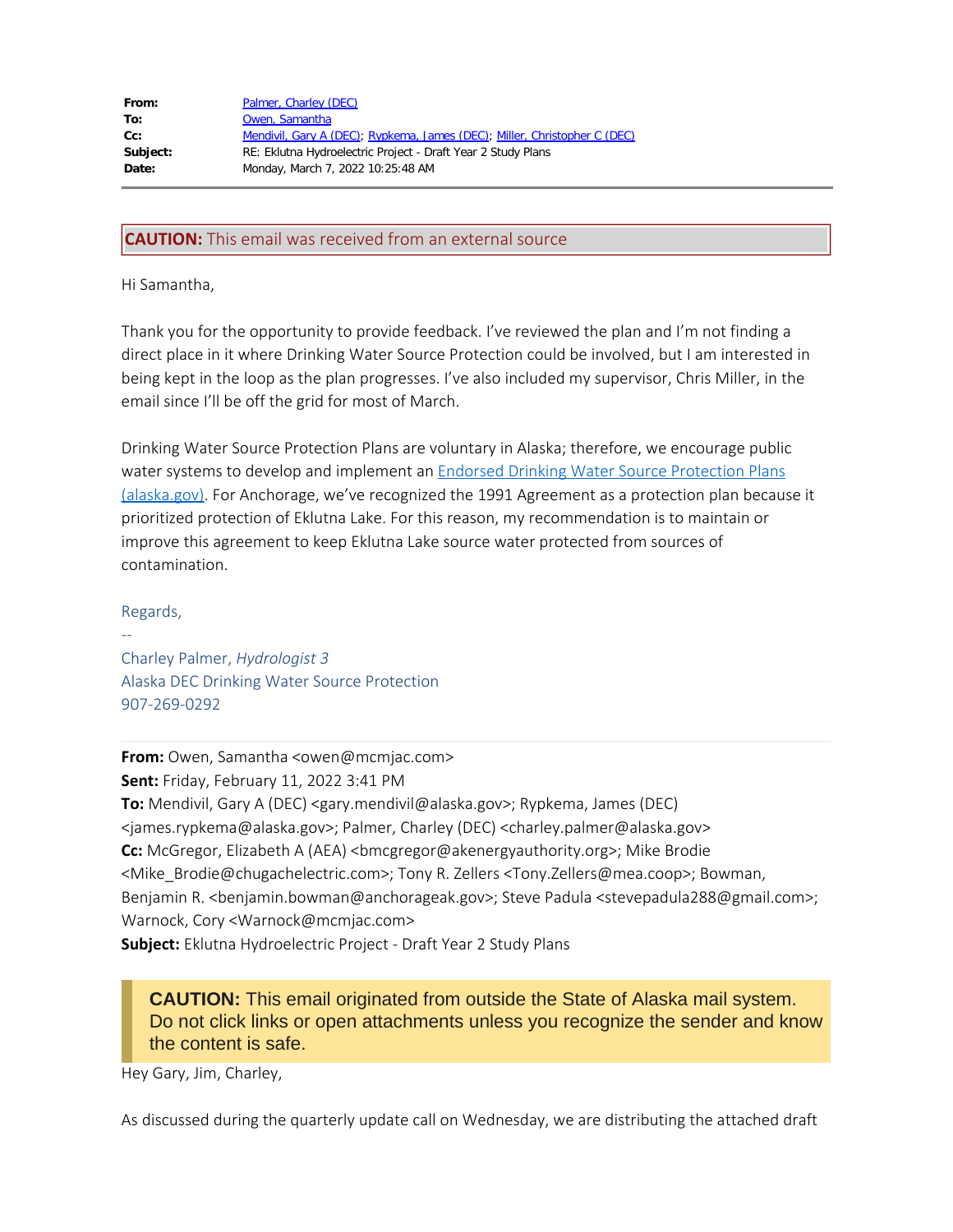| | |
|---|---|
| **From:** | Palmer, Charley (DEC) |
| **To:** | Owen, Samantha |
| **Cc:** | Mendivil, Gary A (DEC); Rypkema, James (DEC); Miller, Christopher C (DEC) |
| **Subject:** | RE: Eklutna Hydroelectric Project - Draft Year 2 Study Plans |
| **Date:** | Monday, March 7, 2022 10:25:48 AM |

**CAUTION:** This email was received from an external source

Hi Samantha,

Thank you for the opportunity to provide feedback. I've reviewed the plan and I'm not finding a direct place in it where Drinking Water Source Protection could be involved, but I am interested in being kept in the loop as the plan progresses. I've also included my supervisor, Chris Miller, in the email since I'll be off the grid for most of March.

Drinking Water Source Protection Plans are voluntary in Alaska; therefore, we encourage public water systems to develop and implement an Endorsed Drinking Water Source Protection Plans (alaska.gov). For Anchorage, we've recognized the 1991 Agreement as a protection plan because it prioritized protection of Eklutna Lake. For this reason, my recommendation is to maintain or improve this agreement to keep Eklutna Lake source water protected from sources of contamination.

Regards,

--

Charley Palmer, *Hydrologist 3*
Alaska DEC Drinking Water Source Protection
907-269-0292

---

**From:** Owen, Samantha <owen@mcmjac.com>
**Sent:** Friday, February 11, 2022 3:41 PM
**To:** Mendivil, Gary A (DEC) <gary.mendivil@alaska.gov>; Rypkema, James (DEC) <james.rypkema@alaska.gov>; Palmer, Charley (DEC) <charley.palmer@alaska.gov>
**Cc:** McGregor, Elizabeth A (AEA) <bmcgregor@akenergyauthority.org>; Mike Brodie <Mike_Brodie@chugachelectric.com>; Tony R. Zellers <Tony.Zellers@mea.coop>; Bowman, Benjamin R. <benjamin.bowman@anchorageak.gov>; Steve Padula <stevepadula288@gmail.com>; Warnock, Cory <Warnock@mcmjac.com>
**Subject:** Eklutna Hydroelectric Project - Draft Year 2 Study Plans

**CAUTION:** This email originated from outside the State of Alaska mail system. Do not click links or open attachments unless you recognize the sender and know the content is safe.

Hey Gary, Jim, Charley,

As discussed during the quarterly update call on Wednesday, we are distributing the attached draft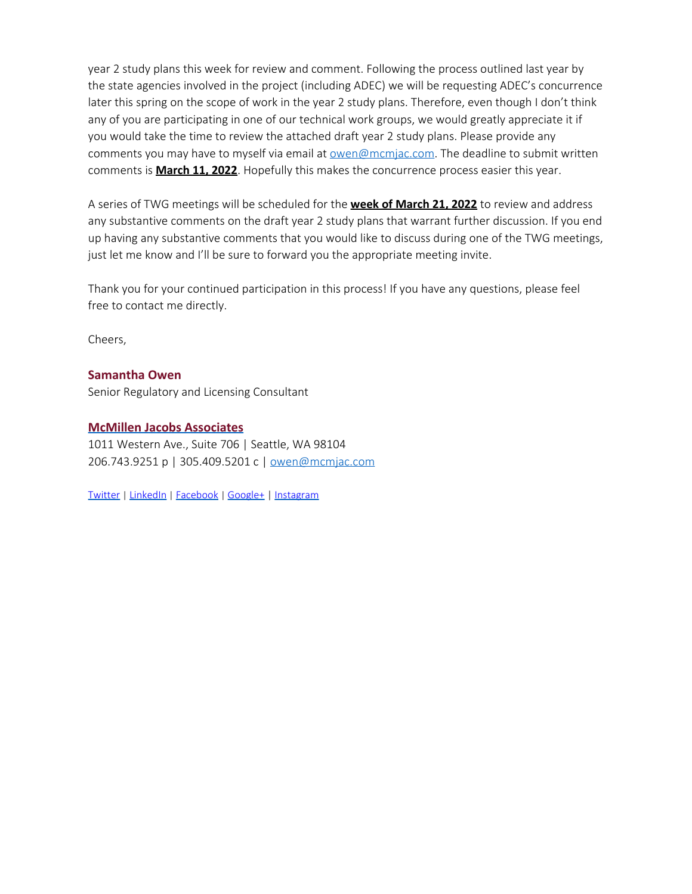year 2 study plans this week for review and comment. Following the process outlined last year by the state agencies involved in the project (including ADEC) we will be requesting ADEC's concurrence later this spring on the scope of work in the year 2 study plans. Therefore, even though I don't think any of you are participating in one of our technical work groups, we would greatly appreciate it if you would take the time to review the attached draft year 2 study plans. Please provide any comments you may have to myself via email at [owen@mcmjac.com](mailto:owen@mcmjac.com). The deadline to submit written comments is **March 11, 2022**. Hopefully this makes the concurrence process easier this year.

A series of TWG meetings will be scheduled for the **week of March 21, 2022** to review and address any substantive comments on the draft year 2 study plans that warrant further discussion. If you end up having any substantive comments that you would like to discuss during one of the TWG meetings, just let me know and I'll be sure to forward you the appropriate meeting invite.

Thank you for your continued participation in this process! If you have any questions, please feel free to contact me directly.

Cheers,

**Samantha Owen**
Senior Regulatory and Licensing Consultant

**McMillen Jacobs Associates**
1011 Western Ave., Suite 706 | Seattle, WA 98104
206.743.9251 p | 305.409.5201 c | [owen@mcmjac.com](mailto:owen@mcmjac.com)

Twitter | LinkedIn | Facebook | Google+ | Instagram